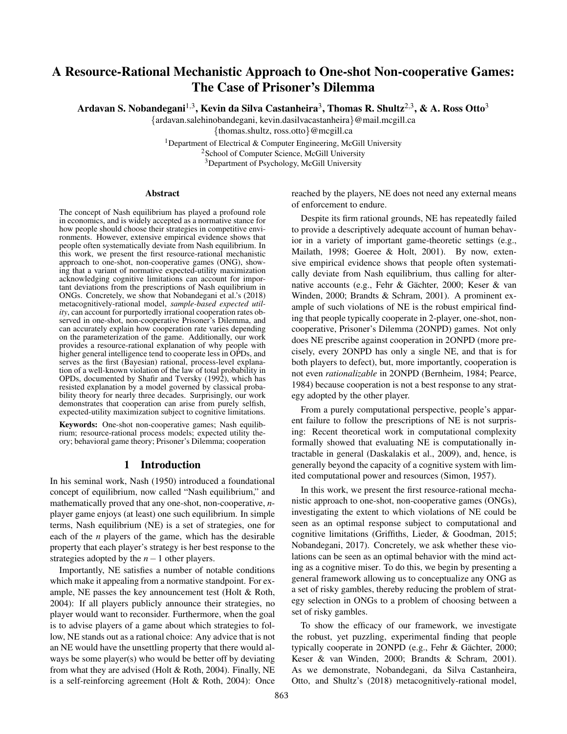# A Resource-Rational Mechanistic Approach to One-shot Non-cooperative Games: The Case of Prisoner's Dilemma

**Ardavan S. Nobandegani[1,3], Kevin da Silva Castanheira[3], Thomas R. Shultz[2,3], & A. Ross Otto[3]**

{ardavan.salehinobandegani, kevin.dasilvacastanheira}@mail.mcgill.ca
{thomas.shultz, ross.otto}@mcgill.ca

[1]Department of Electrical & Computer Engineering, McGill University
[2]School of Computer Science, McGill University
[3]Department of Psychology, McGill University

## Abstract

The concept of Nash equilibrium has played a profound role in economics, and is widely accepted as a normative stance for how people should choose their strategies in competitive environments. However, extensive empirical evidence shows that people often systematically deviate from Nash equilibrium. In this work, we present the first resource-rational mechanistic approach to one-shot, non-cooperative games (ONG), showing that a variant of normative expected-utility maximization acknowledging cognitive limitations can account for important deviations from the prescriptions of Nash equilibrium in ONGs. Concretely, we show that Nobandegani et al.'s (2018) metacognitively-rational model, *sample-based expected utility*, can account for purportedly irrational cooperation rates observed in one-shot, non-cooperative Prisoner's Dilemma, and can accurately explain how cooperation rate varies depending on the parameterization of the game. Additionally, our work provides a resource-rational explanation of why people with higher general intelligence tend to cooperate less in OPDs, and serves as the first (Bayesian) rational, process-level explanation of a well-known violation of the law of total probability in OPDs, documented by Shafir and Tversky (1992), which has resisted explanation by a model governed by classical probability theory for nearly three decades. Surprisingly, our work demonstrates that cooperation can arise from purely selfish, expected-utility maximization subject to cognitive limitations.

**Keywords:** One-shot non-cooperative games; Nash equilibrium; resource-rational process models; expected utility theory; behavioral game theory; Prisoner's Dilemma; cooperation

## 1 Introduction

In his seminal work, Nash (1950) introduced a foundational concept of equilibrium, now called "Nash equilibrium," and mathematically proved that any one-shot, non-cooperative, $n$-player game enjoys (at least) one such equilibrium. In simple terms, Nash equilibrium (NE) is a set of strategies, one for each of the $n$ players of the game, which has the desirable property that each player's strategy is her best response to the strategies adopted by the $n-1$ other players.

Importantly, NE satisfies a number of notable conditions which make it appealing from a normative standpoint. For example, NE passes the key announcement test (Holt & Roth, 2004): If all players publicly announce their strategies, no player would want to reconsider. Furthermore, when the goal is to advise players of a game about which strategies to follow, NE stands out as a rational choice: Any advice that is not an NE would have the unsettling property that there would always be some player(s) who would be better off by deviating from what they are advised (Holt & Roth, 2004). Finally, NE is a self-reinforcing agreement (Holt & Roth, 2004): Once reached by the players, NE does not need any external means of enforcement to endure.

Despite its firm rational grounds, NE has repeatedly failed to provide a descriptively adequate account of human behavior in a variety of important game-theoretic settings (e.g., Mailath, 1998; Goeree & Holt, 2001). By now, extensive empirical evidence shows that people often systematically deviate from Nash equilibrium, thus calling for alternative accounts (e.g., Fehr & Gächter, 2000; Keser & van Winden, 2000; Brandts & Schram, 2001). A prominent example of such violations of NE is the robust empirical finding that people typically cooperate in 2-player, one-shot, non-cooperative, Prisoner's Dilemma (2ONPD) games. Not only does NE prescribe against cooperation in 2ONPD (more precisely, every 2ONPD has only a single NE, and that is for both players to defect), but, more importantly, cooperation is not even *rationalizable* in 2ONPD (Bernheim, 1984; Pearce, 1984) because cooperation is not a best response to any strategy adopted by the other player.

From a purely computational perspective, people's apparent failure to follow the prescriptions of NE is not surprising: Recent theoretical work in computational complexity formally showed that evaluating NE is computationally intractable in general (Daskalakis et al., 2009), and, hence, is generally beyond the capacity of a cognitive system with limited computational power and resources (Simon, 1957).

In this work, we present the first resource-rational mechanistic approach to one-shot, non-cooperative games (ONGs), investigating the extent to which violations of NE could be seen as an optimal response subject to computational and cognitive limitations (Griffiths, Lieder, & Goodman, 2015; Nobandegani, 2017). Concretely, we ask whether these violations can be seen as an optimal behavior with the mind acting as a cognitive miser. To do this, we begin by presenting a general framework allowing us to conceptualize any ONG as a set of risky gambles, thereby reducing the problem of strategy selection in ONGs to a problem of choosing between a set of risky gambles.

To show the efficacy of our framework, we investigate the robust, yet puzzling, experimental finding that people typically cooperate in 2ONPD (e.g., Fehr & Gächter, 2000; Keser & van Winden, 2000; Brandts & Schram, 2001). As we demonstrate, Nobandegani, da Silva Castanheira, Otto, and Shultz's (2018) metacognitively-rational model,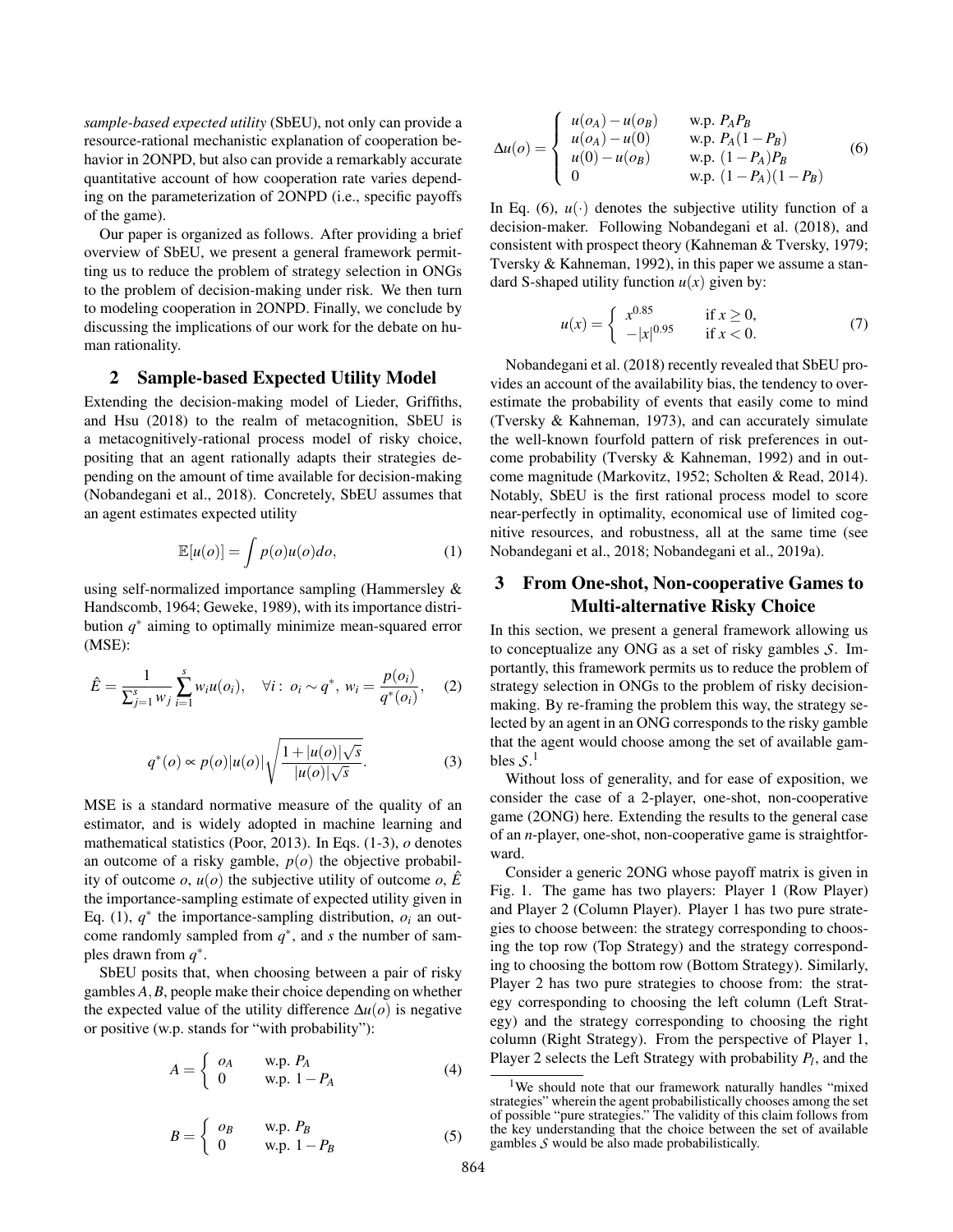*sample-based expected utility* (SbEU), not only can provide a resource-rational mechanistic explanation of cooperation behavior in 2ONPD, but also can provide a remarkably accurate quantitative account of how cooperation rate varies depending on the parameterization of 2ONPD (i.e., specific payoffs of the game).

Our paper is organized as follows. After providing a brief overview of SbEU, we present a general framework permitting us to reduce the problem of strategy selection in ONGs to the problem of decision-making under risk. We then turn to modeling cooperation in 2ONPD. Finally, we conclude by discussing the implications of our work for the debate on human rationality.

## 2 Sample-based Expected Utility Model

Extending the decision-making model of Lieder, Griffiths, and Hsu (2018) to the realm of metacognition, SbEU is a metacognitively-rational process model of risky choice, positing that an agent rationally adapts their strategies depending on the amount of time available for decision-making (Nobandegani et al., 2018). Concretely, SbEU assumes that an agent estimates expected utility

$$\mathbb{E}[u(o)] = \int p(o)u(o)do, \tag{1}$$

using self-normalized importance sampling (Hammersley & Handscomb, 1964; Geweke, 1989), with its importance distribution $q^*$ aiming to optimally minimize mean-squared error (MSE):

$$\hat{E} = \frac{1}{\sum_{j=1}^{s} w_j} \sum_{i=1}^{s} w_i u(o_i), \quad \forall i: \ o_i \sim q^*, \ w_i = \frac{p(o_i)}{q^*(o_i)}, \tag{2}$$

$$q^*(o) \propto p(o)|u(o)| \sqrt{\frac{1 + |u(o)|\sqrt{s}}{|u(o)|\sqrt{s}}}. \tag{3}$$

MSE is a standard normative measure of the quality of an estimator, and is widely adopted in machine learning and mathematical statistics (Poor, 2013). In Eqs. (1-3), $o$ denotes an outcome of a risky gamble, $p(o)$ the objective probability of outcome $o$, $u(o)$ the subjective utility of outcome $o$, $\hat{E}$ the importance-sampling estimate of expected utility given in Eq. (1), $q^*$ the importance-sampling distribution, $o_i$ an outcome randomly sampled from $q^*$, and $s$ the number of samples drawn from $q^*$.

SbEU posits that, when choosing between a pair of risky gambles $A, B$, people make their choice depending on whether the expected value of the utility difference $\Delta u(o)$ is negative or positive (w.p. stands for "with probability"):

$$A = \begin{cases} o_A & \text{w.p. } P_A \\ 0 & \text{w.p. } 1 - P_A \end{cases} \tag{4}$$

$$B = \begin{cases} o_B & \text{w.p. } P_B \\ 0 & \text{w.p. } 1 - P_B \end{cases} \tag{5}$$

$$\Delta u(o) = \begin{cases} u(o_A) - u(o_B) & \text{w.p. } P_A P_B \\ u(o_A) - u(0) & \text{w.p. } P_A(1 - P_B) \\ u(0) - u(o_B) & \text{w.p. } (1 - P_A)P_B \\ 0 & \text{w.p. } (1 - P_A)(1 - P_B) \end{cases} \tag{6}$$

In Eq. (6), $u(\cdot)$ denotes the subjective utility function of a decision-maker. Following Nobandegani et al. (2018), and consistent with prospect theory (Kahneman & Tversky, 1979; Tversky & Kahneman, 1992), in this paper we assume a standard S-shaped utility function $u(x)$ given by:

$$u(x) = \begin{cases} x^{0.85} & \text{if } x \geq 0, \\ -|x|^{0.95} & \text{if } x < 0. \end{cases} \tag{7}$$

Nobandegani et al. (2018) recently revealed that SbEU provides an account of the availability bias, the tendency to overestimate the probability of events that easily come to mind (Tversky & Kahneman, 1973), and can accurately simulate the well-known fourfold pattern of risk preferences in outcome probability (Tversky & Kahneman, 1992) and in outcome magnitude (Markovitz, 1952; Scholten & Read, 2014). Notably, SbEU is the first rational process model to score near-perfectly in optimality, economical use of limited cognitive resources, and robustness, all at the same time (see Nobandegani et al., 2018; Nobandegani et al., 2019a).

## 3 From One-shot, Non-cooperative Games to Multi-alternative Risky Choice

In this section, we present a general framework allowing us to conceptualize any ONG as a set of risky gambles $\mathcal{S}$. Importantly, this framework permits us to reduce the problem of strategy selection in ONGs to the problem of risky decision-making. By re-framing the problem this way, the strategy selected by an agent in an ONG corresponds to the risky gamble that the agent would choose among the set of available gambles $\mathcal{S}$.[1]

Without loss of generality, and for ease of exposition, we consider the case of a 2-player, one-shot, non-cooperative game (2ONG) here. Extending the results to the general case of an $n$-player, one-shot, non-cooperative game is straightforward.

Consider a generic 2ONG whose payoff matrix is given in Fig. 1. The game has two players: Player 1 (Row Player) and Player 2 (Column Player). Player 1 has two pure strategies to choose between: the strategy corresponding to choosing the top row (Top Strategy) and the strategy corresponding to choosing the bottom row (Bottom Strategy). Similarly, Player 2 has two pure strategies to choose from: the strategy corresponding to choosing the left column (Left Strategy) and the strategy corresponding to choosing the right column (Right Strategy). From the perspective of Player 1, Player 2 selects the Left Strategy with probability $P_l$, and the

[1] We should note that our framework naturally handles "mixed strategies" wherein the agent probabilistically chooses among the set of possible "pure strategies." The validity of this claim follows from the key understanding that the choice between the set of available gambles $\mathcal{S}$ would be also made probabilistically.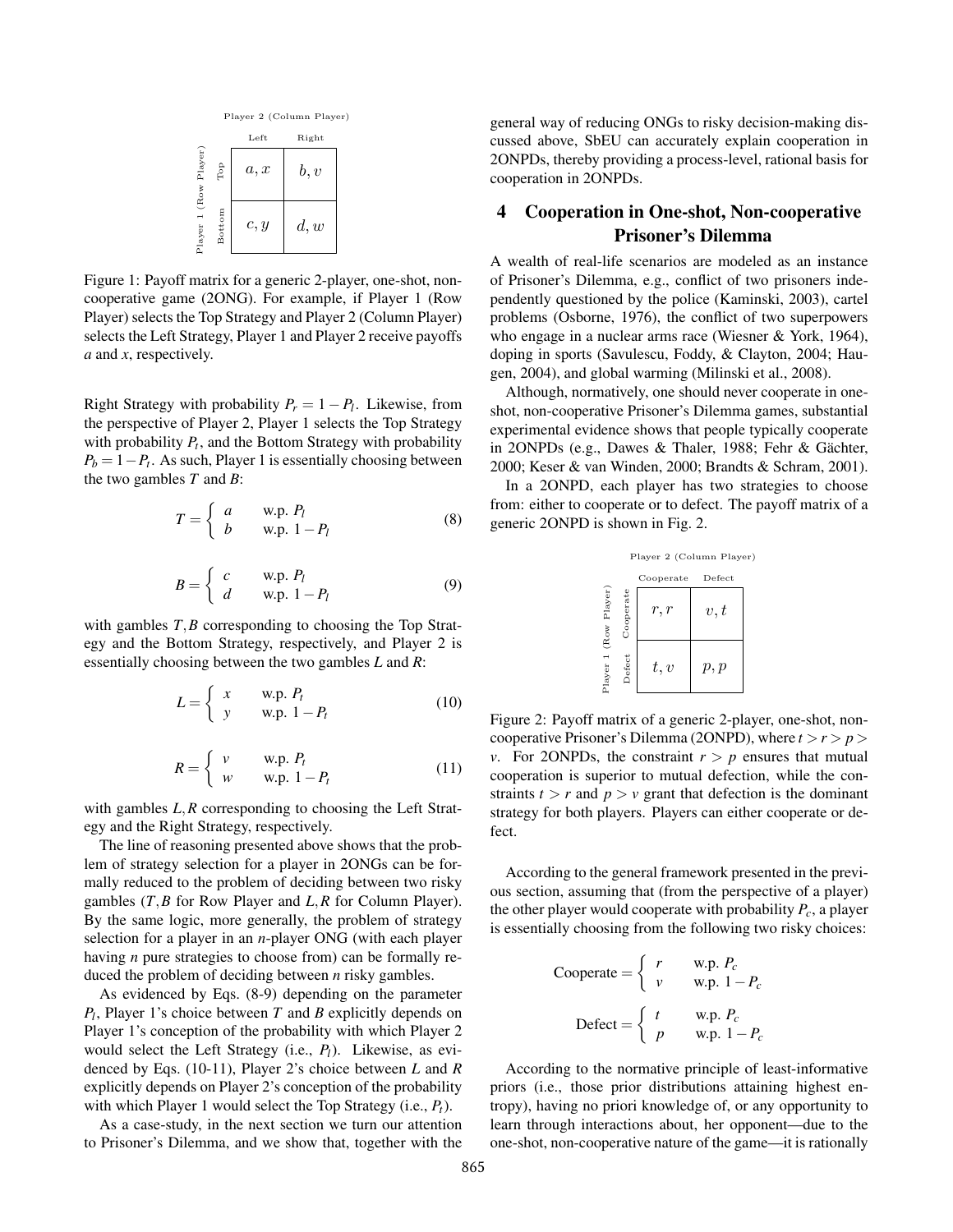| | | Player 2 (Column Player) | |
|---|---|---|---|
| | | Left | Right |
| Player 1 (Row Player) | Top | $a, x$ | $b, v$ |
| | Bottom | $c, y$ | $d, w$ |

Figure 1: Payoff matrix for a generic 2-player, one-shot, non-cooperative game (2ONG). For example, if Player 1 (Row Player) selects the Top Strategy and Player 2 (Column Player) selects the Left Strategy, Player 1 and Player 2 receive payoffs $a$ and $x$, respectively.

Right Strategy with probability $P_r = 1 - P_l$. Likewise, from the perspective of Player 2, Player 1 selects the Top Strategy with probability $P_t$, and the Bottom Strategy with probability $P_b = 1 - P_t$. As such, Player 1 is essentially choosing between the two gambles $T$ and $B$:

$$T = \begin{cases} a & \text{w.p. } P_l \\ b & \text{w.p. } 1 - P_l \end{cases} \tag{8}$$

$$B = \begin{cases} c & \text{w.p. } P_l \\ d & \text{w.p. } 1 - P_l \end{cases} \tag{9}$$

with gambles $T, B$ corresponding to choosing the Top Strategy and the Bottom Strategy, respectively, and Player 2 is essentially choosing between the two gambles $L$ and $R$:

$$L = \begin{cases} x & \text{w.p. } P_t \\ y & \text{w.p. } 1 - P_t \end{cases} \tag{10}$$

$$R = \begin{cases} v & \text{w.p. } P_t \\ w & \text{w.p. } 1 - P_t \end{cases} \tag{11}$$

with gambles $L, R$ corresponding to choosing the Left Strategy and the Right Strategy, respectively.

The line of reasoning presented above shows that the problem of strategy selection for a player in 2ONGs can be formally reduced to the problem of deciding between two risky gambles ($T, B$ for Row Player and $L, R$ for Column Player). By the same logic, more generally, the problem of strategy selection for a player in an $n$-player ONG (with each player having $n$ pure strategies to choose from) can be formally reduced the problem of deciding between $n$ risky gambles.

As evidenced by Eqs. (8-9) depending on the parameter $P_l$, Player 1's choice between $T$ and $B$ explicitly depends on Player 1's conception of the probability with which Player 2 would select the Left Strategy (i.e., $P_l$). Likewise, as evidenced by Eqs. (10-11), Player 2's choice between $L$ and $R$ explicitly depends on Player 2's conception of the probability with which Player 1 would select the Top Strategy (i.e., $P_t$).

As a case-study, in the next section we turn our attention to Prisoner's Dilemma, and we show that, together with the general way of reducing ONGs to risky decision-making discussed above, SbEU can accurately explain cooperation in 2ONPDs, thereby providing a process-level, rational basis for cooperation in 2ONPDs.

## 4 Cooperation in One-shot, Non-cooperative Prisoner's Dilemma

A wealth of real-life scenarios are modeled as an instance of Prisoner's Dilemma, e.g., conflict of two prisoners independently questioned by the police (Kaminski, 2003), cartel problems (Osborne, 1976), the conflict of two superpowers who engage in a nuclear arms race (Wiesner & York, 1964), doping in sports (Savulescu, Foddy, & Clayton, 2004; Haugen, 2004), and global warming (Milinski et al., 2008).

Although, normatively, one should never cooperate in one-shot, non-cooperative Prisoner's Dilemma games, substantial experimental evidence shows that people typically cooperate in 2ONPDs (e.g., Dawes & Thaler, 1988; Fehr & Gächter, 2000; Keser & van Winden, 2000; Brandts & Schram, 2001).

In a 2ONPD, each player has two strategies to choose from: either to cooperate or to defect. The payoff matrix of a generic 2ONPD is shown in Fig. 2.

| | | Player 2 (Column Player) | |
|---|---|---|---|
| | | Cooperate | Defect |
| Player 1 (Row Player) | Cooperate | $r, r$ | $v, t$ |
| | Defect | $t, v$ | $p, p$ |

Figure 2: Payoff matrix of a generic 2-player, one-shot, non-cooperative Prisoner's Dilemma (2ONPD), where $t > r > p > v$. For 2ONPDs, the constraint $r > p$ ensures that mutual cooperation is superior to mutual defection, while the constraints $t > r$ and $p > v$ grant that defection is the dominant strategy for both players. Players can either cooperate or defect.

According to the general framework presented in the previous section, assuming that (from the perspective of a player) the other player would cooperate with probability $P_c$, a player is essentially choosing from the following two risky choices:

$$\text{Cooperate} = \begin{cases} r & \text{w.p. } P_c \\ v & \text{w.p. } 1 - P_c \end{cases}$$

$$\text{Defect} = \begin{cases} t & \text{w.p. } P_c \\ p & \text{w.p. } 1 - P_c \end{cases}$$

According to the normative principle of least-informative priors (i.e., those prior distributions attaining highest entropy), having no priori knowledge of, or any opportunity to learn through interactions about, her opponent—due to the one-shot, non-cooperative nature of the game—it is rationally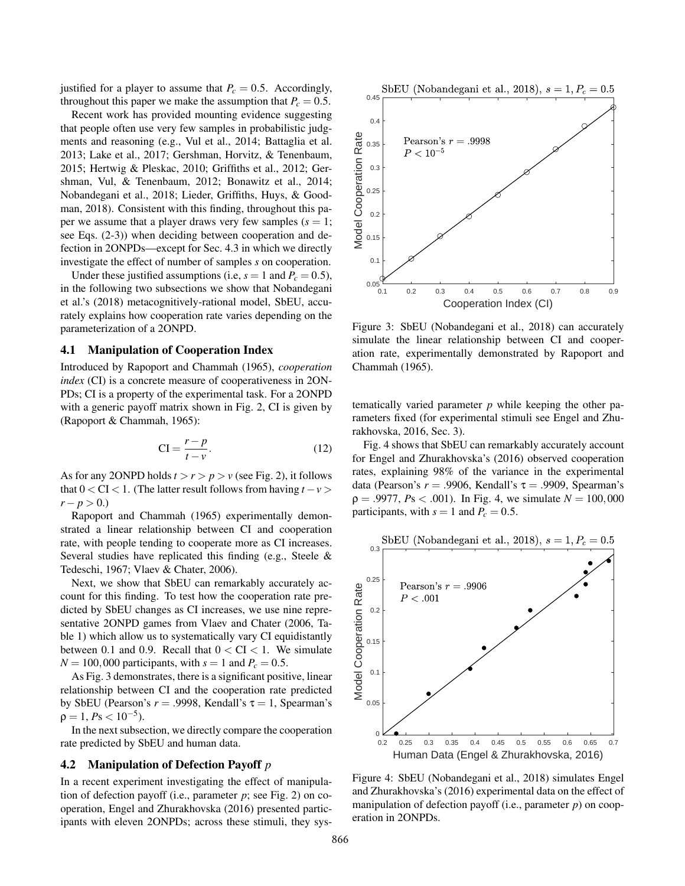justified for a player to assume that $P_c = 0.5$. Accordingly, throughout this paper we make the assumption that $P_c = 0.5$.

Recent work has provided mounting evidence suggesting that people often use very few samples in probabilistic judgments and reasoning (e.g., Vul et al., 2014; Battaglia et al. 2013; Lake et al., 2017; Gershman, Horvitz, & Tenenbaum, 2015; Hertwig & Pleskac, 2010; Griffiths et al., 2012; Gershman, Vul, & Tenenbaum, 2012; Bonawitz et al., 2014; Nobandegani et al., 2018; Lieder, Griffiths, Huys, & Goodman, 2018). Consistent with this finding, throughout this paper we assume that a player draws very few samples ($s = 1$; see Eqs. (2-3)) when deciding between cooperation and defection in 2ONPDs—except for Sec. 4.3 in which we directly investigate the effect of number of samples $s$ on cooperation.

Under these justified assumptions (i.e, $s = 1$ and $P_c = 0.5$), in the following two subsections we show that Nobandegani et al.'s (2018) metacognitively-rational model, SbEU, accurately explains how cooperation rate varies depending on the parameterization of a 2ONPD.

### 4.1 Manipulation of Cooperation Index

Introduced by Rapoport and Chammah (1965), *cooperation index* (CI) is a concrete measure of cooperativeness in 2ONPDs; CI is a property of the experimental task. For a 2ONPD with a generic payoff matrix shown in Fig. 2, CI is given by (Rapoport & Chammah, 1965):

$$\text{CI} = \frac{r - p}{t - v}. \tag{12}$$

As for any 2ONPD holds $t > r > p > v$ (see Fig. 2), it follows that $0 < \text{CI} < 1$. (The latter result follows from having $t - v > r - p > 0$.)

Rapoport and Chammah (1965) experimentally demonstrated a linear relationship between CI and cooperation rate, with people tending to cooperate more as CI increases. Several studies have replicated this finding (e.g., Steele & Tedeschi, 1967; Vlaev & Chater, 2006).

Next, we show that SbEU can remarkably accurately account for this finding. To test how the cooperation rate predicted by SbEU changes as CI increases, we use nine representative 2ONPD games from Vlaev and Chater (2006, Table 1) which allow us to systematically vary CI equidistantly between 0.1 and 0.9. Recall that $0 < \text{CI} < 1$. We simulate $N = 100,000$ participants, with $s = 1$ and $P_c = 0.5$.

As Fig. 3 demonstrates, there is a significant positive, linear relationship between CI and the cooperation rate predicted by SbEU (Pearson's $r = .9998$, Kendall's $\tau = 1$, Spearman's $\rho = 1$, $P\text{s} < 10^{-5}$).

In the next subsection, we directly compare the cooperation rate predicted by SbEU and human data.

### 4.2 Manipulation of Defection Payoff $p$

In a recent experiment investigating the effect of manipulation of defection payoff (i.e., parameter $p$; see Fig. 2) on cooperation, Engel and Zhurakhovska (2016) presented participants with eleven 2ONPDs; across these stimuli, they systematically varied parameter $p$ while keeping the other parameters fixed (for experimental stimuli see Engel and Zhurakhovska, 2016, Sec. 3).

Fig. 4 shows that SbEU can remarkably accurately account for Engel and Zhurakhovska's (2016) observed cooperation rates, explaining 98% of the variance in the experimental data (Pearson's $r = .9906$, Kendall's $\tau = .9909$, Spearman's $\rho = .9977$, $P\text{s} < .001$). In Fig. 4, we simulate $N = 100,000$ participants, with $s = 1$ and $P_c = 0.5$.

Figure 3: SbEU (Nobandegani et al., 2018) can accurately simulate the linear relationship between CI and cooperation rate, experimentally demonstrated by Rapoport and Chammah (1965).

Figure 4: SbEU (Nobandegani et al., 2018) simulates Engel and Zhurakhovska's (2016) experimental data on the effect of manipulation of defection payoff (i.e., parameter $p$) on cooperation in 2ONPDs.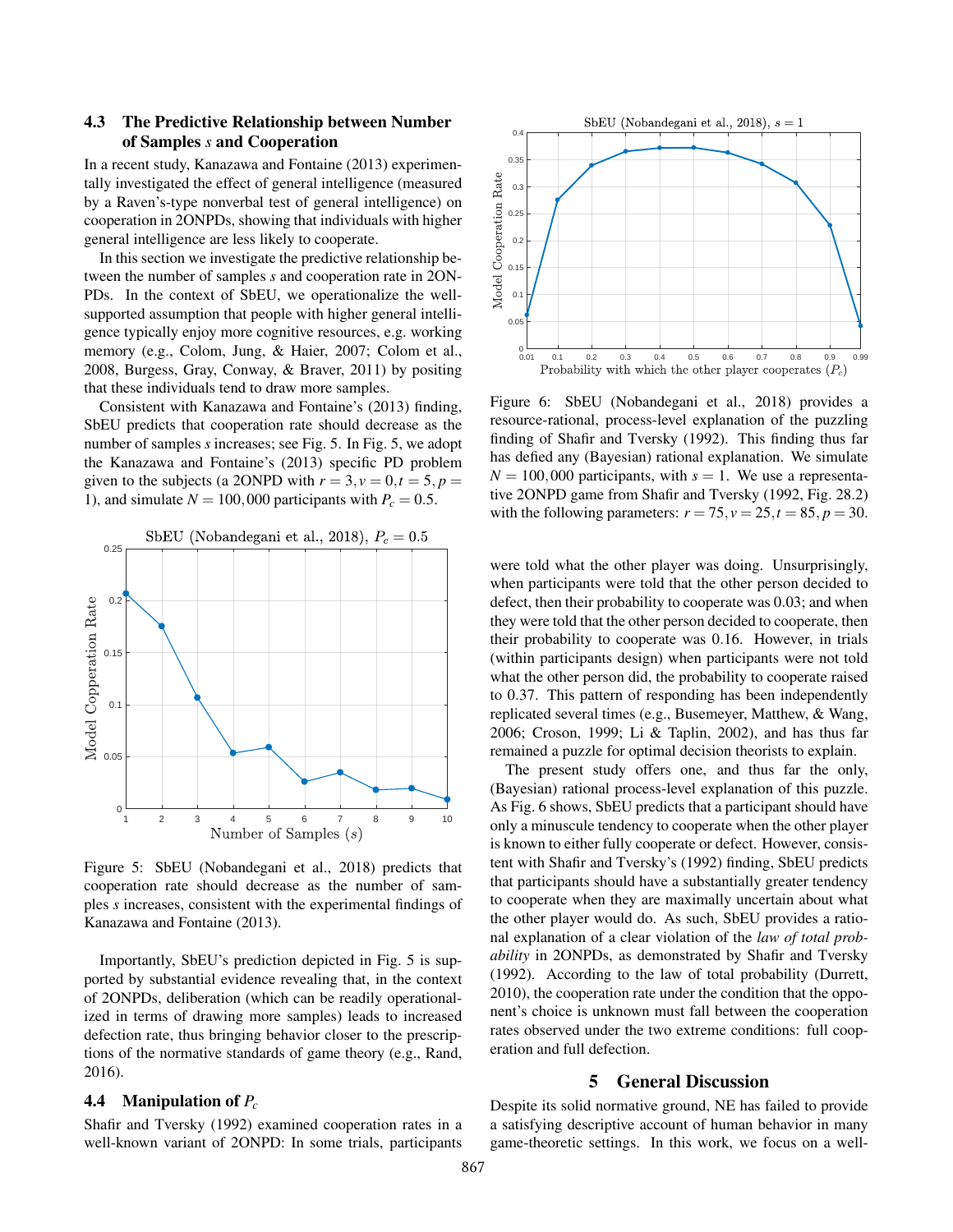### 4.3 The Predictive Relationship between Number of Samples $s$ and Cooperation

In a recent study, Kanazawa and Fontaine (2013) experimentally investigated the effect of general intelligence (measured by a Raven's-type nonverbal test of general intelligence) on cooperation in 2ONPDs, showing that individuals with higher general intelligence are less likely to cooperate.

In this section we investigate the predictive relationship between the number of samples $s$ and cooperation rate in 2ONPDs. In the context of SbEU, we operationalize the well-supported assumption that people with higher general intelligence typically enjoy more cognitive resources, e.g. working memory (e.g., Colom, Jung, & Haier, 2007; Colom et al., 2008, Burgess, Gray, Conway, & Braver, 2011) by positing that these individuals tend to draw more samples.

Consistent with Kanazawa and Fontaine's (2013) finding, SbEU predicts that cooperation rate should decrease as the number of samples $s$ increases; see Fig. 5. In Fig. 5, we adopt the Kanazawa and Fontaine's (2013) specific PD problem given to the subjects (a 2ONPD with $r = 3, v = 0, t = 5, p = 1$), and simulate $N = 100,000$ participants with $P_c = 0.5$.

Figure 5: SbEU (Nobandegani et al., 2018) predicts that cooperation rate should decrease as the number of samples $s$ increases, consistent with the experimental findings of Kanazawa and Fontaine (2013).

Importantly, SbEU's prediction depicted in Fig. 5 is supported by substantial evidence revealing that, in the context of 2ONPDs, deliberation (which can be readily operationalized in terms of drawing more samples) leads to increased defection rate, thus bringing behavior closer to the prescriptions of the normative standards of game theory (e.g., Rand, 2016).

### 4.4 Manipulation of $P_c$

Shafir and Tversky (1992) examined cooperation rates in a well-known variant of 2ONPD: In some trials, participants were told what the other player was doing. Unsurprisingly, when participants were told that the other person decided to defect, then their probability to cooperate was 0.03; and when they were told that the other person decided to cooperate, then their probability to cooperate was 0.16. However, in trials (within participants design) when participants were not told what the other person did, the probability to cooperate raised to 0.37. This pattern of responding has been independently replicated several times (e.g., Busemeyer, Matthew, & Wang, 2006; Croson, 1999; Li & Taplin, 2002), and has thus far remained a puzzle for optimal decision theorists to explain.

Figure 6: SbEU (Nobandegani et al., 2018) provides a resource-rational, process-level explanation of the puzzling finding of Shafir and Tversky (1992). This finding thus far has defied any (Bayesian) rational explanation. We simulate $N = 100,000$ participants, with $s = 1$. We use a representative 2ONPD game from Shafir and Tversky (1992, Fig. 28.2) with the following parameters: $r = 75, v = 25, t = 85, p = 30$.

The present study offers one, and thus far the only, (Bayesian) rational process-level explanation of this puzzle. As Fig. 6 shows, SbEU predicts that a participant should have only a minuscule tendency to cooperate when the other player is known to either fully cooperate or defect. However, consistent with Shafir and Tversky's (1992) finding, SbEU predicts that participants should have a substantially greater tendency to cooperate when they are maximally uncertain about what the other player would do. As such, SbEU provides a rational explanation of a clear violation of the *law of total probability* in 2ONPDs, as demonstrated by Shafir and Tversky (1992). According to the law of total probability (Durrett, 2010), the cooperation rate under the condition that the opponent's choice is unknown must fall between the cooperation rates observed under the two extreme conditions: full cooperation and full defection.

## 5 General Discussion

Despite its solid normative ground, NE has failed to provide a satisfying descriptive account of human behavior in many game-theoretic settings. In this work, we focus on a well-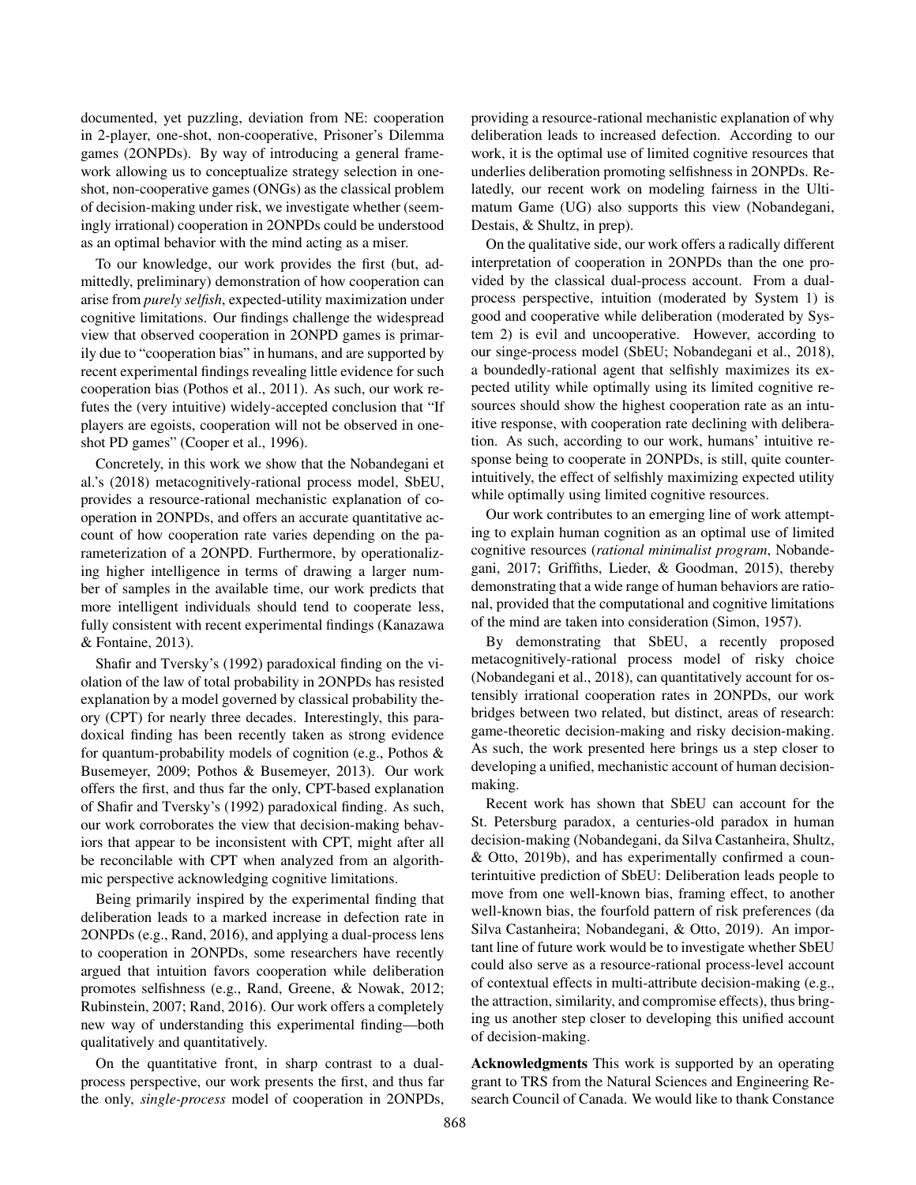documented, yet puzzling, deviation from NE: cooperation in 2-player, one-shot, non-cooperative, Prisoner's Dilemma games (2ONPDs). By way of introducing a general framework allowing us to conceptualize strategy selection in one-shot, non-cooperative games (ONGs) as the classical problem of decision-making under risk, we investigate whether (seemingly irrational) cooperation in 2ONPDs could be understood as an optimal behavior with the mind acting as a miser.

To our knowledge, our work provides the first (but, admittedly, preliminary) demonstration of how cooperation can arise from *purely selfish*, expected-utility maximization under cognitive limitations. Our findings challenge the widespread view that observed cooperation in 2ONPD games is primarily due to "cooperation bias" in humans, and are supported by recent experimental findings revealing little evidence for such cooperation bias (Pothos et al., 2011). As such, our work refutes the (very intuitive) widely-accepted conclusion that "If players are egoists, cooperation will not be observed in one-shot PD games" (Cooper et al., 1996).

Concretely, in this work we show that the Nobandegani et al.'s (2018) metacognitively-rational process model, SbEU, provides a resource-rational mechanistic explanation of cooperation in 2ONPDs, and offers an accurate quantitative account of how cooperation rate varies depending on the parameterization of a 2ONPD. Furthermore, by operationalizing higher intelligence in terms of drawing a larger number of samples in the available time, our work predicts that more intelligent individuals should tend to cooperate less, fully consistent with recent experimental findings (Kanazawa & Fontaine, 2013).

Shafir and Tversky's (1992) paradoxical finding on the violation of the law of total probability in 2ONPDs has resisted explanation by a model governed by classical probability theory (CPT) for nearly three decades. Interestingly, this paradoxical finding has been recently taken as strong evidence for quantum-probability models of cognition (e.g., Pothos & Busemeyer, 2009; Pothos & Busemeyer, 2013). Our work offers the first, and thus far the only, CPT-based explanation of Shafir and Tversky's (1992) paradoxical finding. As such, our work corroborates the view that decision-making behaviors that appear to be inconsistent with CPT, might after all be reconcilable with CPT when analyzed from an algorithmic perspective acknowledging cognitive limitations.

Being primarily inspired by the experimental finding that deliberation leads to a marked increase in defection rate in 2ONPDs (e.g., Rand, 2016), and applying a dual-process lens to cooperation in 2ONPDs, some researchers have recently argued that intuition favors cooperation while deliberation promotes selfishness (e.g., Rand, Greene, & Nowak, 2012; Rubinstein, 2007; Rand, 2016). Our work offers a completely new way of understanding this experimental finding—both qualitatively and quantitatively.

On the quantitative front, in sharp contrast to a dual-process perspective, our work presents the first, and thus far the only, *single-process* model of cooperation in 2ONPDs, providing a resource-rational mechanistic explanation of why deliberation leads to increased defection. According to our work, it is the optimal use of limited cognitive resources that underlies deliberation promoting selfishness in 2ONPDs. Relatedly, our recent work on modeling fairness in the Ultimatum Game (UG) also supports this view (Nobandegani, Destais, & Shultz, in prep).

On the qualitative side, our work offers a radically different interpretation of cooperation in 2ONPDs than the one provided by the classical dual-process account. From a dual-process perspective, intuition (moderated by System 1) is good and cooperative while deliberation (moderated by System 2) is evil and uncooperative. However, according to our singe-process model (SbEU; Nobandegani et al., 2018), a boundedly-rational agent that selfishly maximizes its expected utility while optimally using its limited cognitive resources should show the highest cooperation rate as an intuitive response, with cooperation rate declining with deliberation. As such, according to our work, humans' intuitive response being to cooperate in 2ONPDs, is still, quite counterintuitively, the effect of selfishly maximizing expected utility while optimally using limited cognitive resources.

Our work contributes to an emerging line of work attempting to explain human cognition as an optimal use of limited cognitive resources (*rational minimalist program*, Nobandegani, 2017; Griffiths, Lieder, & Goodman, 2015), thereby demonstrating that a wide range of human behaviors are rational, provided that the computational and cognitive limitations of the mind are taken into consideration (Simon, 1957).

By demonstrating that SbEU, a recently proposed metacognitively-rational process model of risky choice (Nobandegani et al., 2018), can quantitatively account for ostensibly irrational cooperation rates in 2ONPDs, our work bridges between two related, but distinct, areas of research: game-theoretic decision-making and risky decision-making. As such, the work presented here brings us a step closer to developing a unified, mechanistic account of human decision-making.

Recent work has shown that SbEU can account for the St. Petersburg paradox, a centuries-old paradox in human decision-making (Nobandegani, da Silva Castanheira, Shultz, & Otto, 2019b), and has experimentally confirmed a counterintuitive prediction of SbEU: Deliberation leads people to move from one well-known bias, framing effect, to another well-known bias, the fourfold pattern of risk preferences (da Silva Castanheira; Nobandegani, & Otto, 2019). An important line of future work would be to investigate whether SbEU could also serve as a resource-rational process-level account of contextual effects in multi-attribute decision-making (e.g., the attraction, similarity, and compromise effects), thus bringing us another step closer to developing this unified account of decision-making.

**Acknowledgments** This work is supported by an operating grant to TRS from the Natural Sciences and Engineering Research Council of Canada. We would like to thank Constance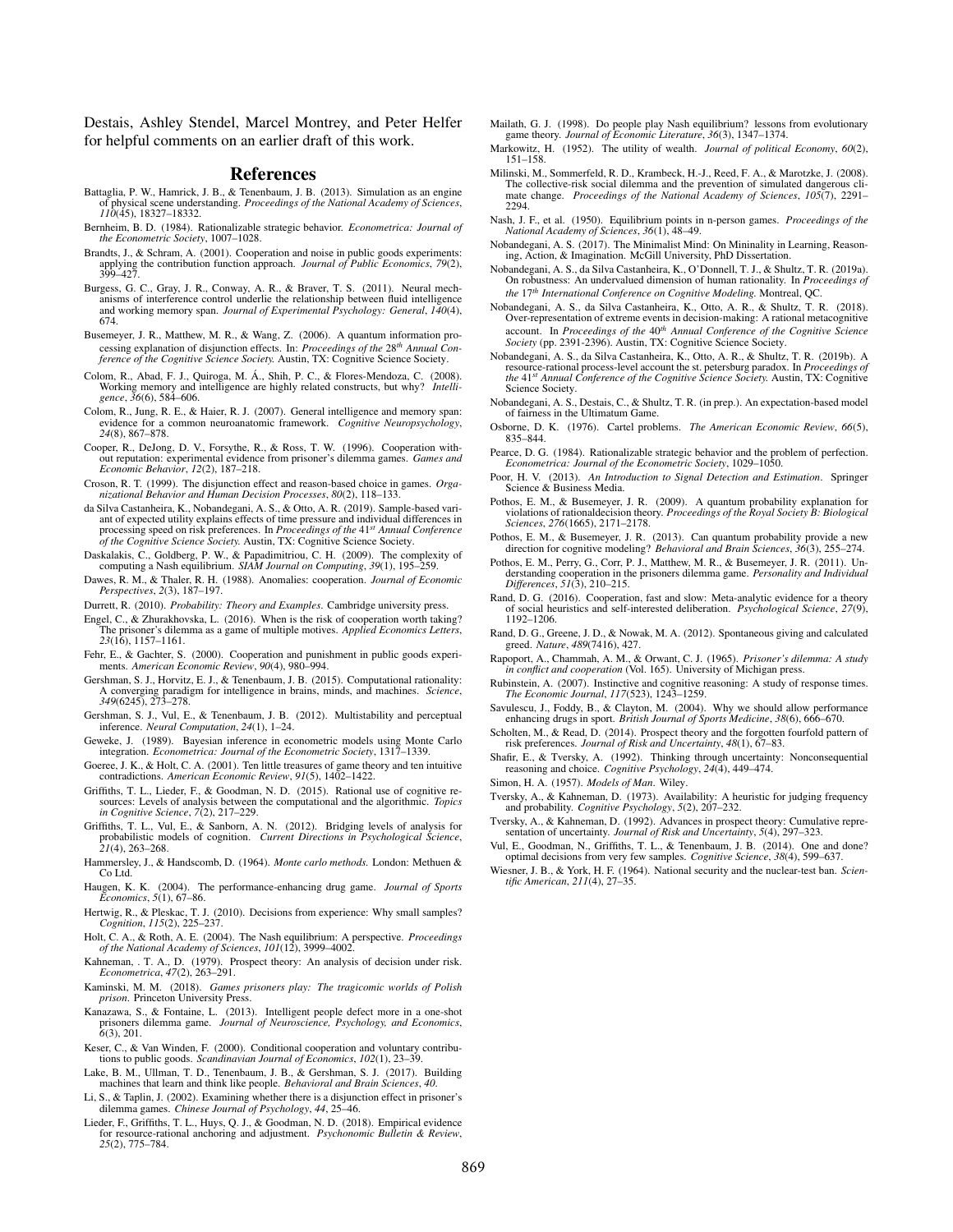Destais, Ashley Stendel, Marcel Montrey, and Peter Helfer for helpful comments on an earlier draft of this work.

## References

Battaglia, P. W., Hamrick, J. B., & Tenenbaum, J. B. (2013). Simulation as an engine of physical scene understanding. *Proceedings of the National Academy of Sciences*, *110*(45), 18327–18332.

Bernheim, B. D. (1984). Rationalizable strategic behavior. *Econometrica: Journal of the Econometric Society*, 1007–1028.

Brandts, J., & Schram, A. (2001). Cooperation and noise in public goods experiments: applying the contribution function approach. *Journal of Public Economics*, *79*(2), 399–427.

Burgess, G. C., Gray, J. R., Conway, A. R., & Braver, T. S. (2011). Neural mechanisms of interference control underlie the relationship between fluid intelligence and working memory span. *Journal of Experimental Psychology: General*, *140*(4), 674.

Busemeyer, J. R., Matthew, M. R., & Wang, Z. (2006). A quantum information processing explanation of disjunction effects. In: *Proceedings of the 28th Annual Conference of the Cognitive Science Society.* Austin, TX: Cognitive Science Society.

Colom, R., Abad, F. J., Quiroga, M. Á., Shih, P. C., & Flores-Mendoza, C. (2008). Working memory and intelligence are highly related constructs, but why? *Intelligence*, *36*(6), 584–606.

Colom, R., Jung, R. E., & Haier, R. J. (2007). General intelligence and memory span: evidence for a common neuroanatomic framework. *Cognitive Neuropsychology*, *24*(8), 867–878.

Cooper, R., DeJong, D. V., Forsythe, R., & Ross, T. W. (1996). Cooperation without reputation: experimental evidence from prisoner's dilemma games. *Games and Economic Behavior*, *12*(2), 187–218.

Croson, R. T. (1999). The disjunction effect and reason-based choice in games. *Organizational Behavior and Human Decision Processes*, *80*(2), 118–133.

da Silva Castanheira, K., Nobandegani, A. S., & Otto, A. R. (2019). Sample-based variant of expected utility explains effects of time pressure and individual differences in processing speed on risk preferences. In *Proceedings of the 41st Annual Conference of the Cognitive Science Society.* Austin, TX: Cognitive Science Society.

Daskalakis, C., Goldberg, P. W., & Papadimitriou, C. H. (2009). The complexity of computing a Nash equilibrium. *SIAM Journal on Computing*, *39*(1), 195–259.

Dawes, R. M., & Thaler, R. H. (1988). Anomalies: cooperation. *Journal of Economic Perspectives*, *2*(3), 187–197.

Durrett, R. (2010). *Probability: Theory and Examples*. Cambridge university press.

Engel, C., & Zhurakhovska, L. (2016). When is the risk of cooperation worth taking? The prisoner's dilemma as a game of multiple motives. *Applied Economics Letters*, *23*(16), 1157–1161.

Fehr, E., & Gachter, S. (2000). Cooperation and punishment in public goods experiments. *American Economic Review*, *90*(4), 980–994.

Gershman, S. J., Horvitz, E. J., & Tenenbaum, J. B. (2015). Computational rationality: A converging paradigm for intelligence in brains, minds, and machines. *Science*, *349*(6245), 273–278.

Gershman, S. J., Vul, E., & Tenenbaum, J. B. (2012). Multistability and perceptual inference. *Neural Computation*, *24*(1), 1–24.

Geweke, J. (1989). Bayesian inference in econometric models using Monte Carlo integration. *Econometrica: Journal of the Econometric Society*, 1317–1339.

Goeree, J. K., & Holt, C. A. (2001). Ten little treasures of game theory and ten intuitive contradictions. *American Economic Review*, *91*(5), 1402–1422.

Griffiths, T. L., Lieder, F., & Goodman, N. D. (2015). Rational use of cognitive resources: Levels of analysis between the computational and the algorithmic. *Topics in Cognitive Science*, *7*(2), 217–229.

Griffiths, T. L., Vul, E., & Sanborn, A. N. (2012). Bridging levels of analysis for probabilistic models of cognition. *Current Directions in Psychological Science*, *21*(4), 263–268.

Hammersley, J., & Handscomb, D. (1964). *Monte carlo methods.* London: Methuen & Co Ltd.

Haugen, K. K. (2004). The performance-enhancing drug game. *Journal of Sports Economics*, *5*(1), 67–86.

Hertwig, R., & Pleskac, T. J. (2010). Decisions from experience: Why small samples? *Cognition*, *115*(2), 225–237.

Holt, C. A., & Roth, A. E. (2004). The Nash equilibrium: A perspective. *Proceedings of the National Academy of Sciences*, *101*(12), 3999–4002.

Kahneman, . T. A., D. (1979). Prospect theory: An analysis of decision under risk. *Econometrica*, *47*(2), 263–291.

Kaminski, M. M. (2018). *Games prisoners play: The tragicomic worlds of Polish prison.* Princeton University Press.

Kanazawa, S., & Fontaine, L. (2013). Intelligent people defect more in a one-shot prisoners dilemma game. *Journal of Neuroscience, Psychology, and Economics*, *6*(3), 201.

Keser, C., & Van Winden, F. (2000). Conditional cooperation and voluntary contributions to public goods. *Scandinavian Journal of Economics*, *102*(1), 23–39.

Lake, B. M., Ullman, T. D., Tenenbaum, J. B., & Gershman, S. J. (2017). Building machines that learn and think like people. *Behavioral and Brain Sciences*, *40*.

Li, S., & Taplin, J. (2002). Examining whether there is a disjunction effect in prisoner's dilemma games. *Chinese Journal of Psychology*, *44*, 25–46.

Lieder, F., Griffiths, T. L., Huys, Q. J., & Goodman, N. D. (2018). Empirical evidence for resource-rational anchoring and adjustment. *Psychonomic Bulletin & Review*, *25*(2), 775–784.

Mailath, G. J. (1998). Do people play Nash equilibrium? lessons from evolutionary game theory. *Journal of Economic Literature*, *36*(3), 1347–1374.

Markowitz, H. (1952). The utility of wealth. *Journal of political Economy*, *60*(2), 151–158.

Milinski, M., Sommerfeld, R. D., Krambeck, H.-J., Reed, F. A., & Marotzke, J. (2008). The collective-risk social dilemma and the prevention of simulated dangerous climate change. *Proceedings of the National Academy of Sciences*, *105*(7), 2291–2294.

Nash, J. F., et al. (1950). Equilibrium points in n-person games. *Proceedings of the National Academy of Sciences*, *36*(1), 48–49.

Nobandegani, A. S. (2017). The Minimalist Mind: On Mininality in Learning, Reasoning, Action, & Imagination. McGill University, PhD Dissertation.

Nobandegani, A. S., da Silva Castanheira, K., O'Donnell, T. J., & Shultz, T. R. (2019a). On robustness: An undervalued dimension of human rationality. In *Proceedings of the 17th International Conference on Cognitive Modeling.* Montreal, QC.

Nobandegani, A. S., da Silva Castanheira, K., Otto, A. R., & Shultz, T. R. (2018). Over-representation of extreme events in decision-making: A rational metacognitive account. In *Proceedings of the 40th Annual Conference of the Cognitive Science Society* (pp. 2391-2396). Austin, TX: Cognitive Science Society.

Nobandegani, A. S., da Silva Castanheira, K., Otto, A. R., & Shultz, T. R. (2019b). A resource-rational process-level account the st. petersburg paradox. In *Proceedings of the 41st Annual Conference of the Cognitive Science Society.* Austin, TX: Cognitive Science Society.

Nobandegani, A. S., Destais, C., & Shultz, T. R. (in prep.). An expectation-based model of fairness in the Ultimatum Game.

Osborne, D. K. (1976). Cartel problems. *The American Economic Review*, *66*(5), 835–844.

Pearce, D. G. (1984). Rationalizable strategic behavior and the problem of perfection. *Econometrica: Journal of the Econometric Society*, 1029–1050.

Poor, H. V. (2013). *An Introduction to Signal Detection and Estimation*. Springer Science & Business Media.

Pothos, E. M., & Busemeyer, J. R. (2009). A quantum probability explanation for violations of rationaldecision theory. *Proceedings of the Royal Society B: Biological Sciences*, *276*(1665), 2171–2178.

Pothos, E. M., & Busemeyer, J. R. (2013). Can quantum probability provide a new direction for cognitive modeling? *Behavioral and Brain Sciences*, *36*(3), 255–274.

Pothos, E. M., Perry, G., Corr, P. J., Matthew, M. R., & Busemeyer, J. R. (2011). Understanding cooperation in the prisoners dilemma game. *Personality and Individual Differences*, *51*(3), 210–215.

Rand, D. G. (2016). Cooperation, fast and slow: Meta-analytic evidence for a theory of social heuristics and self-interested deliberation. *Psychological Science*, *27*(9), 1192–1206.

Rand, D. G., Greene, J. D., & Nowak, M. A. (2012). Spontaneous giving and calculated greed. *Nature*, *489*(7416), 427.

Rapoport, A., Chammah, A. M., & Orwant, C. J. (1965). *Prisoner's dilemma: A study in conflict and cooperation* (Vol. 165). University of Michigan press.

Rubinstein, A. (2007). Instinctive and cognitive reasoning: A study of response times. *The Economic Journal*, *117*(523), 1243–1259.

Savulescu, J., Foddy, B., & Clayton, M. (2004). Why we should allow performance enhancing drugs in sport. *British Journal of Sports Medicine*, *38*(6), 666–670.

Scholten, M., & Read, D. (2014). Prospect theory and the forgotten fourfold pattern of risk preferences. *Journal of Risk and Uncertainty*, *48*(1), 67–83.

Shafir, E., & Tversky, A. (1992). Thinking through uncertainty: Nonconsequential reasoning and choice. *Cognitive Psychology*, *24*(4), 449–474.

Simon, H. A. (1957). *Models of Man*. Wiley.

Tversky, A., & Kahneman, D. (1973). Availability: A heuristic for judging frequency and probability. *Cognitive Psychology*, *5*(2), 207–232.

Tversky, A., & Kahneman, D. (1992). Advances in prospect theory: Cumulative representation of uncertainty. *Journal of Risk and Uncertainty*, *5*(4), 297–323.

Vul, E., Goodman, N., Griffiths, T. L., & Tenenbaum, J. B. (2014). One and done? optimal decisions from very few samples. *Cognitive Science*, *38*(4), 599–637.

Wiesner, J. B., & York, H. F. (1964). National security and the nuclear-test ban. *Scientific American*, *211*(4), 27–35.